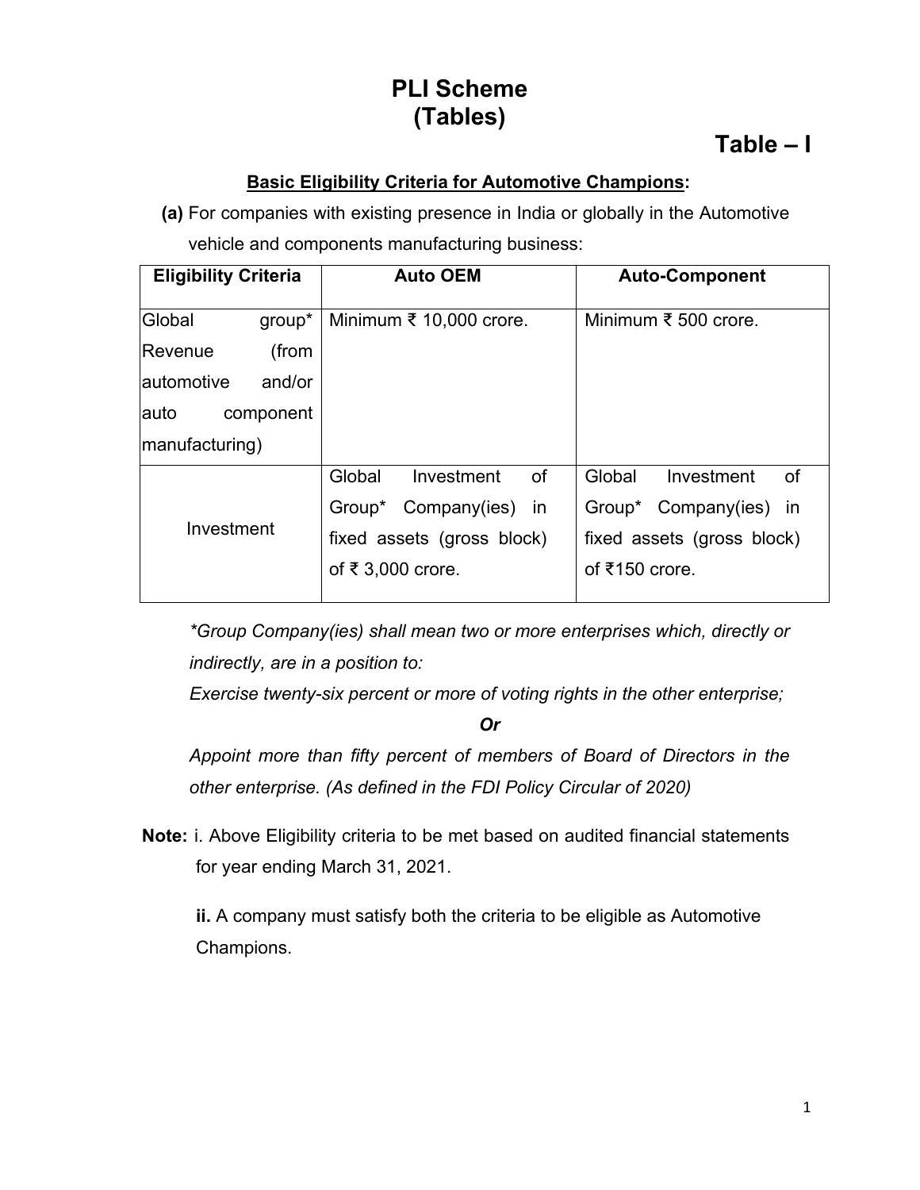# PLI Scheme
# (Tables)

## Table – I

**Basic Eligibility Criteria for Automotive Champions:**

**(a)** For companies with existing presence in India or globally in the Automotive vehicle and components manufacturing business:

| Eligibility Criteria | Auto OEM | Auto-Component |
|---|---|---|
| Global group* Revenue (from automotive and/or auto component manufacturing) | Minimum ₹ 10,000 crore. | Minimum ₹ 500 crore. |
| Investment | Global Investment of Group* Company(ies) in fixed assets (gross block) of ₹ 3,000 crore. | Global Investment of Group* Company(ies) in fixed assets (gross block) of ₹150 crore. |

*\*Group Company(ies) shall mean two or more enterprises which, directly or indirectly, are in a position to:*

*Exercise twenty-six percent or more of voting rights in the other enterprise;*

***Or***

*Appoint more than fifty percent of members of Board of Directors in the other enterprise. (As defined in the FDI Policy Circular of 2020)*

**Note:** i. Above Eligibility criteria to be met based on audited financial statements for year ending March 31, 2021.

**ii.** A company must satisfy both the criteria to be eligible as Automotive Champions.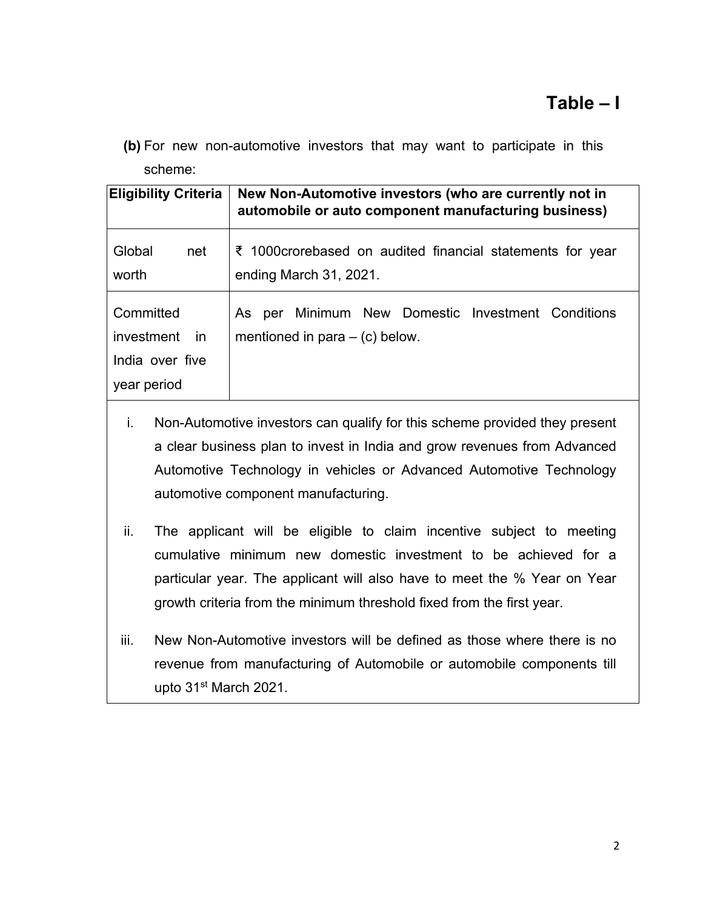# Table – I

**(b)** For new non-automotive investors that may want to participate in this scheme:

| Eligibility Criteria | New Non-Automotive investors (who are currently not in automobile or auto component manufacturing business) |
|---|---|
| Global net worth | ₹ 1000crorebased on audited financial statements for year ending March 31, 2021. |
| Committed investment in India over five year period | As per Minimum New Domestic Investment Conditions mentioned in para – (c) below. |

i. Non-Automotive investors can qualify for this scheme provided they present a clear business plan to invest in India and grow revenues from Advanced Automotive Technology in vehicles or Advanced Automotive Technology automotive component manufacturing.

ii. The applicant will be eligible to claim incentive subject to meeting cumulative minimum new domestic investment to be achieved for a particular year. The applicant will also have to meet the % Year on Year growth criteria from the minimum threshold fixed from the first year.

iii. New Non-Automotive investors will be defined as those where there is no revenue from manufacturing of Automobile or automobile components till upto 31st March 2021.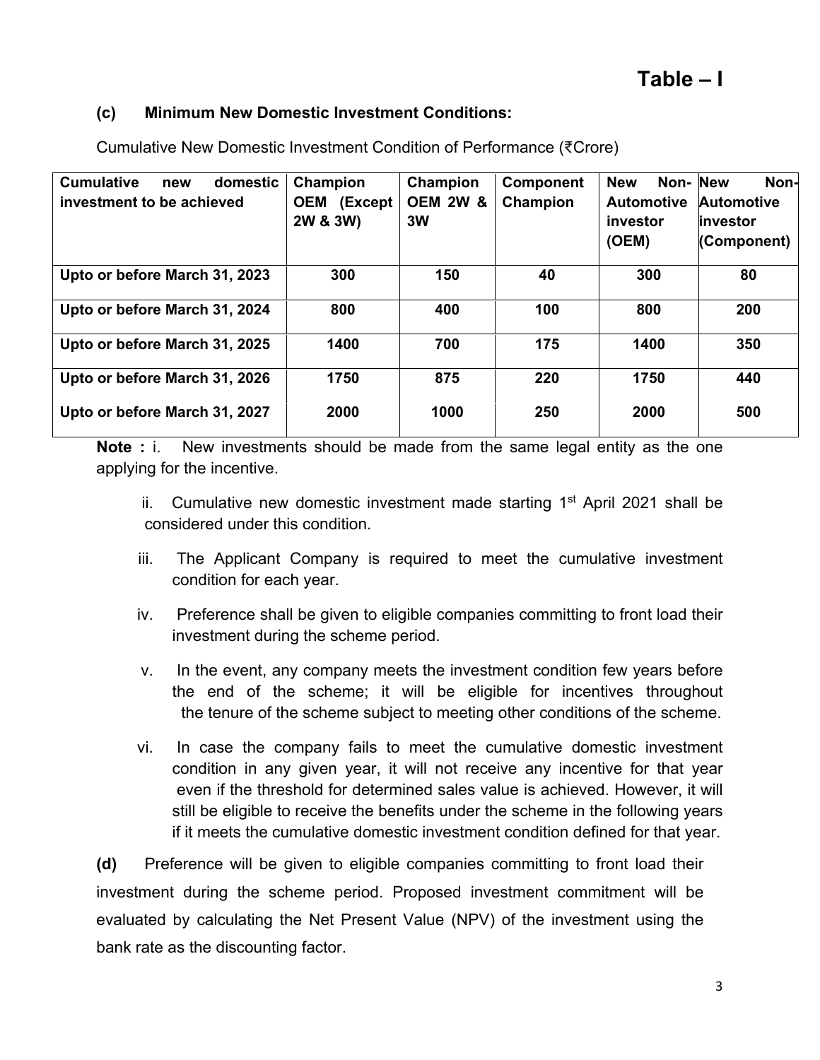# Table – I

**(c) Minimum New Domestic Investment Conditions:**

Cumulative New Domestic Investment Condition of Performance (₹Crore)

| Cumulative new domestic investment to be achieved | Champion OEM (Except 2W & 3W) | Champion OEM 2W & 3W | Component Champion | New Non-Automotive investor (OEM) | New Non-Automotive investor (Component) |
|---|---|---|---|---|---|
| **Upto or before March 31, 2023** | **300** | **150** | **40** | **300** | **80** |
| **Upto or before March 31, 2024** | **800** | **400** | **100** | **800** | **200** |
| **Upto or before March 31, 2025** | **1400** | **700** | **175** | **1400** | **350** |
| **Upto or before March 31, 2026** | **1750** | **875** | **220** | **1750** | **440** |
| **Upto or before March 31, 2027** | **2000** | **1000** | **250** | **2000** | **500** |

**Note :** i. New investments should be made from the same legal entity as the one applying for the incentive.

ii. Cumulative new domestic investment made starting 1st April 2021 shall be considered under this condition.

iii. The Applicant Company is required to meet the cumulative investment condition for each year.

iv. Preference shall be given to eligible companies committing to front load their investment during the scheme period.

v. In the event, any company meets the investment condition few years before the end of the scheme; it will be eligible for incentives throughout the tenure of the scheme subject to meeting other conditions of the scheme.

vi. In case the company fails to meet the cumulative domestic investment condition in any given year, it will not receive any incentive for that year even if the threshold for determined sales value is achieved. However, it will still be eligible to receive the benefits under the scheme in the following years if it meets the cumulative domestic investment condition defined for that year.

**(d)** Preference will be given to eligible companies committing to front load their investment during the scheme period. Proposed investment commitment will be evaluated by calculating the Net Present Value (NPV) of the investment using the bank rate as the discounting factor.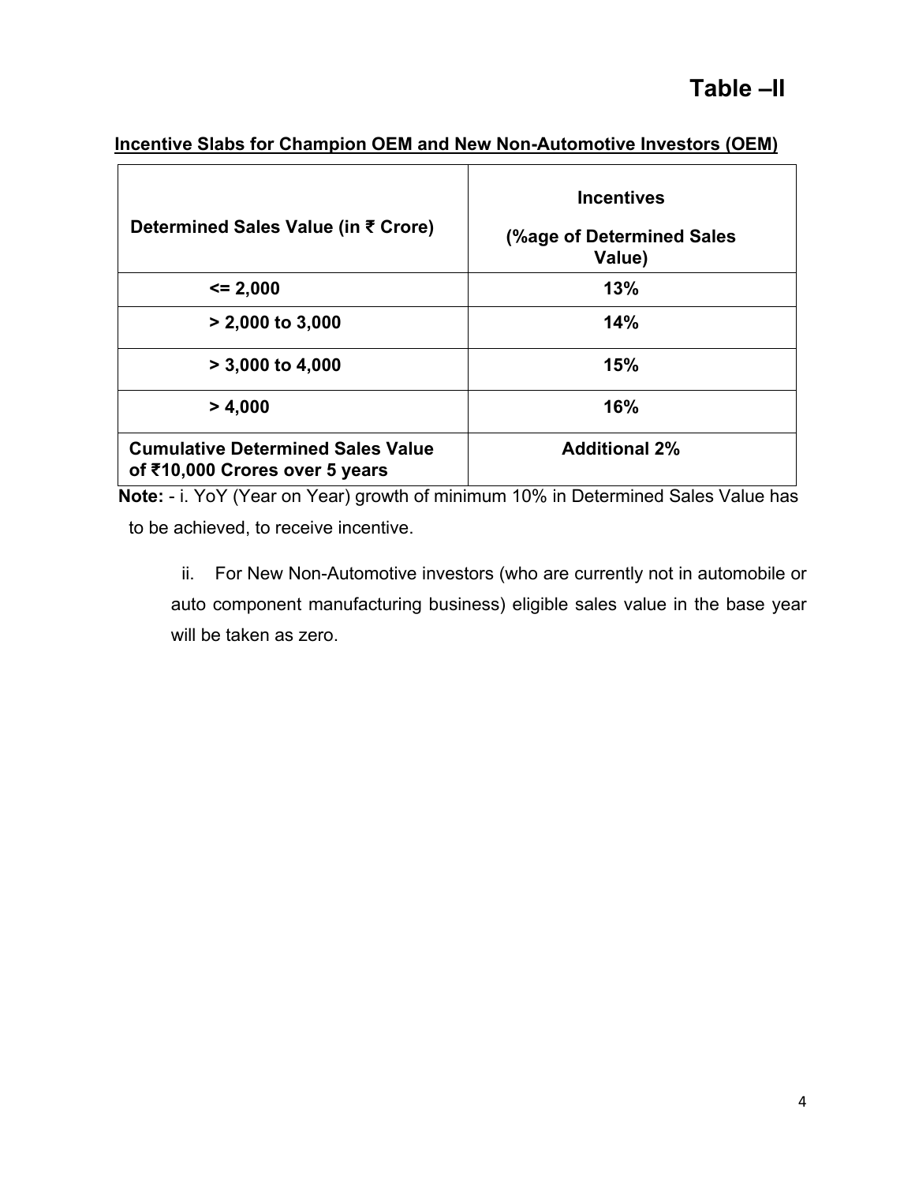# Table –II

**Incentive Slabs for Champion OEM and New Non-Automotive Investors (OEM)**

| Determined Sales Value (in ₹ Crore) | Incentives (%age of Determined Sales Value) |
|---|---|
| <= 2,000 | 13% |
| > 2,000 to 3,000 | 14% |
| > 3,000 to 4,000 | 15% |
| > 4,000 | 16% |
| Cumulative Determined Sales Value of ₹10,000 Crores over 5 years | Additional 2% |

**Note:** - i. YoY (Year on Year) growth of minimum 10% in Determined Sales Value has to be achieved, to receive incentive.

ii. For New Non-Automotive investors (who are currently not in automobile or auto component manufacturing business) eligible sales value in the base year will be taken as zero.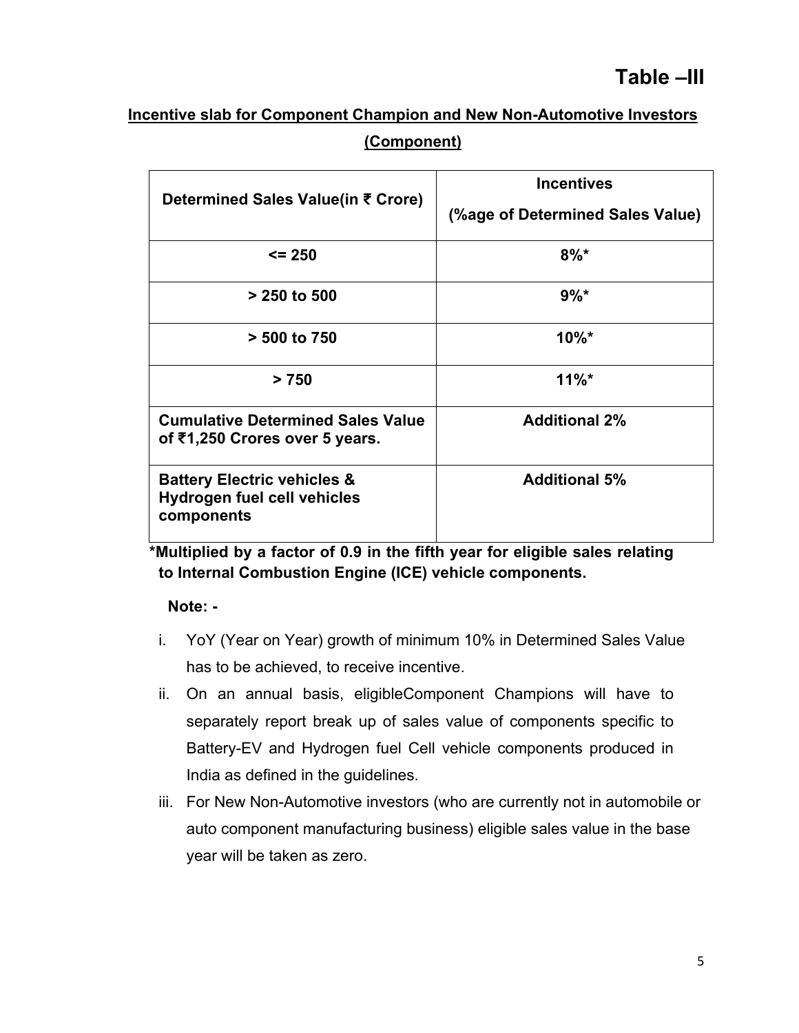# Table –III

## Incentive slab for Component Champion and New Non-Automotive Investors (Component)

| Determined Sales Value(in ₹ Crore) | Incentives (%age of Determined Sales Value) |
|---|---|
| <= 250 | 8%* |
| > 250 to 500 | 9%* |
| > 500 to 750 | 10%* |
| > 750 | 11%* |
| Cumulative Determined Sales Value of ₹1,250 Crores over 5 years. | Additional 2% |
| Battery Electric vehicles & Hydrogen fuel cell vehicles components | Additional 5% |

**\*Multiplied by a factor of 0.9 in the fifth year for eligible sales relating to Internal Combustion Engine (ICE) vehicle components.**

**Note: -**

i. YoY (Year on Year) growth of minimum 10% in Determined Sales Value has to be achieved, to receive incentive.

ii. On an annual basis, eligibleComponent Champions will have to separately report break up of sales value of components specific to Battery-EV and Hydrogen fuel Cell vehicle components produced in India as defined in the guidelines.

iii. For New Non-Automotive investors (who are currently not in automobile or auto component manufacturing business) eligible sales value in the base year will be taken as zero.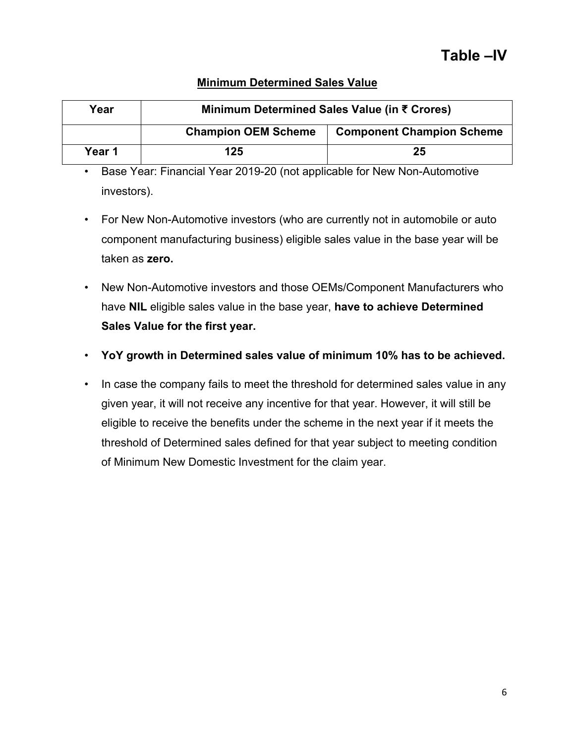# Table –IV

## Minimum Determined Sales Value

| Year | Minimum Determined Sales Value (in ₹ Crores) | |
|---|---|---|
| | **Champion OEM Scheme** | **Component Champion Scheme** |
| **Year 1** | **125** | **25** |

- Base Year: Financial Year 2019-20 (not applicable for New Non-Automotive investors).
- For New Non-Automotive investors (who are currently not in automobile or auto component manufacturing business) eligible sales value in the base year will be taken as **zero.**
- New Non-Automotive investors and those OEMs/Component Manufacturers who have **NIL** eligible sales value in the base year, **have to achieve Determined Sales Value for the first year.**
- **YoY growth in Determined sales value of minimum 10% has to be achieved.**
- In case the company fails to meet the threshold for determined sales value in any given year, it will not receive any incentive for that year. However, it will still be eligible to receive the benefits under the scheme in the next year if it meets the threshold of Determined sales defined for that year subject to meeting condition of Minimum New Domestic Investment for the claim year.